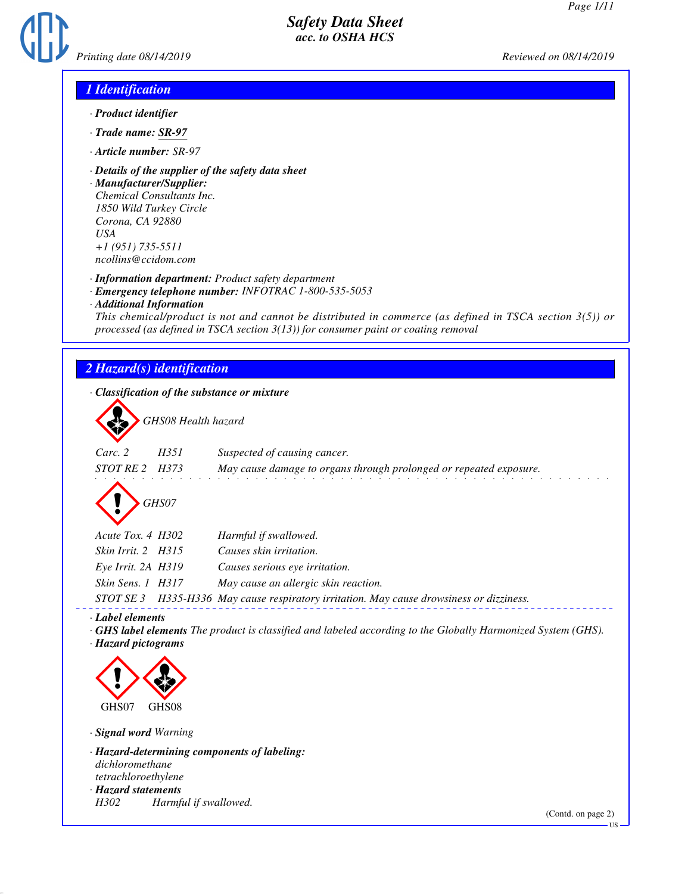# Safety Data Sheet
## acc. to OSHA HCS

Printing date 08/14/2019 Reviewed on 08/14/2019

## 1 Identification

· **Product identifier**

· **Trade name: SR-97**

· **Article number:** SR-97

· **Details of the supplier of the safety data sheet**

· **Manufacturer/Supplier:**
Chemical Consultants Inc.
1850 Wild Turkey Circle
Corona, CA 92880
USA
+1 (951) 735-5511
ncollins@ccidom.com

· **Information department:** Product safety department

· **Emergency telephone number:** INFOTRAC 1-800-535-5053

· **Additional Information**
This chemical/product is not and cannot be distributed in commerce (as defined in TSCA section 3(5)) or processed (as defined in TSCA section 3(13)) for consumer paint or coating removal

## 2 Hazard(s) identification

· **Classification of the substance or mixture**

GHS08 Health hazard

| | | |
|---|---|---|
| Carc. 2 | H351 | Suspected of causing cancer. |
| STOT RE 2 | H373 | May cause damage to organs through prolonged or repeated exposure. |

GHS07

| | | |
|---|---|---|
| Acute Tox. 4 | H302 | Harmful if swallowed. |
| Skin Irrit. 2 | H315 | Causes skin irritation. |
| Eye Irrit. 2A | H319 | Causes serious eye irritation. |
| Skin Sens. 1 | H317 | May cause an allergic skin reaction. |
| STOT SE 3 | H335-H336 | May cause respiratory irritation. May cause drowsiness or dizziness. |

· **Label elements**

· **GHS label elements** The product is classified and labeled according to the Globally Harmonized System (GHS).

· **Hazard pictograms**

GHS07 GHS08

· **Signal word** Warning

· **Hazard-determining components of labeling:**
dichloromethane
tetrachloroethylene

· **Hazard statements**
H302 Harmful if swallowed.

(Contd. on page 2)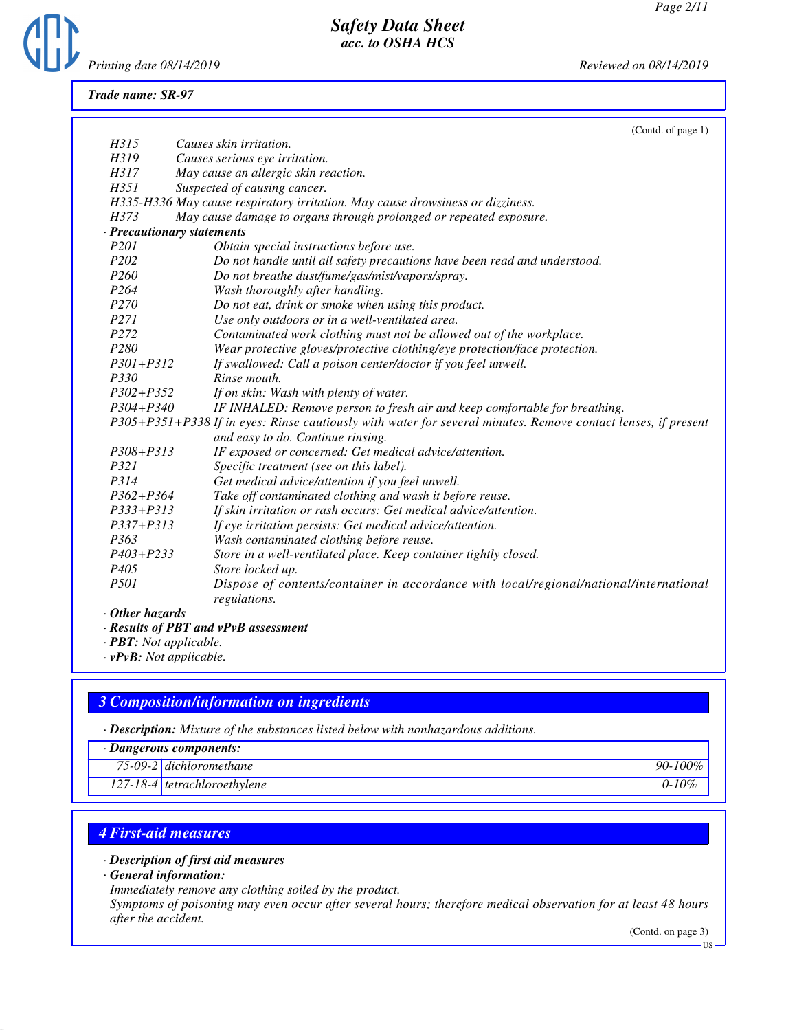**Trade name: SR-97**

(Contd. of page 1)

| | |
|---|---|
| H315 | Causes skin irritation. |
| H319 | Causes serious eye irritation. |
| H317 | May cause an allergic skin reaction. |
| H351 | Suspected of causing cancer. |
| H335-H336 | May cause respiratory irritation. May cause drowsiness or dizziness. |
| H373 | May cause damage to organs through prolonged or repeated exposure. |

· **Precautionary statements**

| | |
|---|---|
| P201 | Obtain special instructions before use. |
| P202 | Do not handle until all safety precautions have been read and understood. |
| P260 | Do not breathe dust/fume/gas/mist/vapors/spray. |
| P264 | Wash thoroughly after handling. |
| P270 | Do not eat, drink or smoke when using this product. |
| P271 | Use only outdoors or in a well-ventilated area. |
| P272 | Contaminated work clothing must not be allowed out of the workplace. |
| P280 | Wear protective gloves/protective clothing/eye protection/face protection. |
| P301+P312 | If swallowed: Call a poison center/doctor if you feel unwell. |
| P330 | Rinse mouth. |
| P302+P352 | If on skin: Wash with plenty of water. |
| P304+P340 | IF INHALED: Remove person to fresh air and keep comfortable for breathing. |
| P305+P351+P338 | If in eyes: Rinse cautiously with water for several minutes. Remove contact lenses, if present and easy to do. Continue rinsing. |
| P308+P313 | IF exposed or concerned: Get medical advice/attention. |
| P321 | Specific treatment (see on this label). |
| P314 | Get medical advice/attention if you feel unwell. |
| P362+P364 | Take off contaminated clothing and wash it before reuse. |
| P333+P313 | If skin irritation or rash occurs: Get medical advice/attention. |
| P337+P313 | If eye irritation persists: Get medical advice/attention. |
| P363 | Wash contaminated clothing before reuse. |
| P403+P233 | Store in a well-ventilated place. Keep container tightly closed. |
| P405 | Store locked up. |
| P501 | Dispose of contents/container in accordance with local/regional/national/international regulations. |

· **Other hazards**
· **Results of PBT and vPvB assessment**
· **PBT:** Not applicable.
· **vPvB:** Not applicable.

## 3 Composition/information on ingredients

· **Description:** Mixture of the substances listed below with nonhazardous additions.

| · Dangerous components: | | |
|---|---|---|
| 75-09-2 | dichloromethane | 90-100% |
| 127-18-4 | tetrachloroethylene | 0-10% |

## 4 First-aid measures

· **Description of first aid measures**
· **General information:**
Immediately remove any clothing soiled by the product.
Symptoms of poisoning may even occur after several hours; therefore medical observation for at least 48 hours after the accident.

(Contd. on page 3)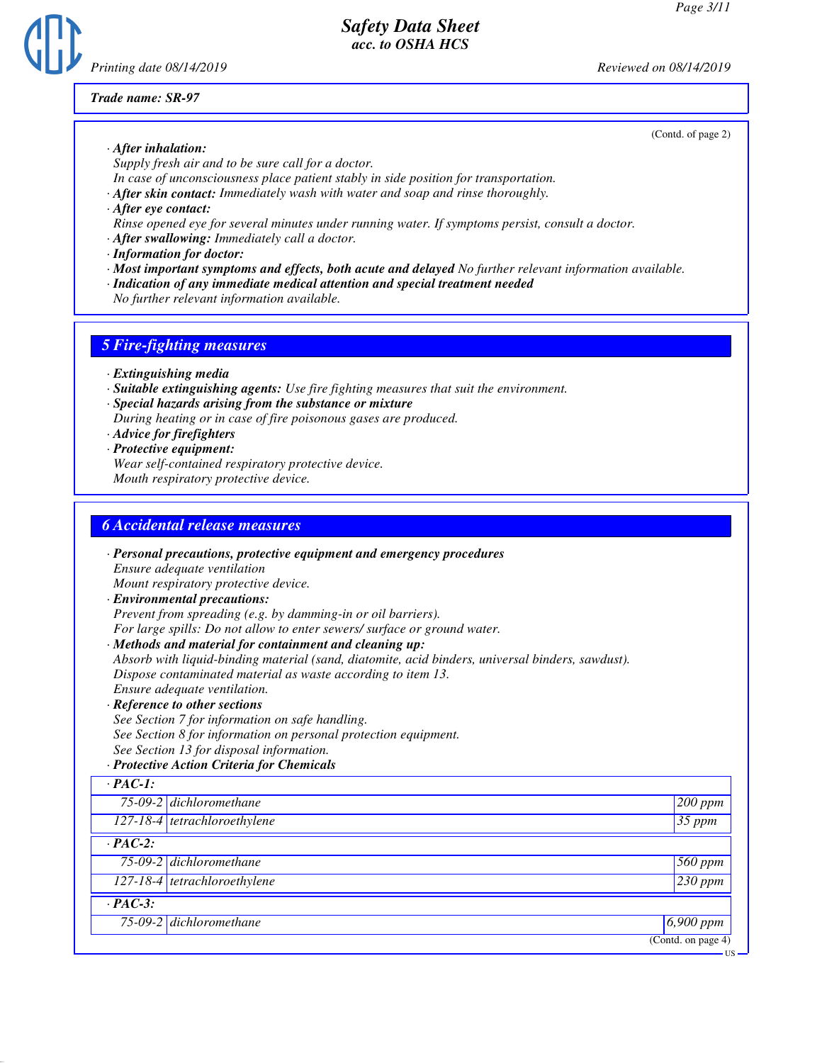*Trade name: SR-97*

(Contd. of page 2)

- ***After inhalation:***
  *Supply fresh air and to be sure call for a doctor.*
  *In case of unconsciousness place patient stably in side position for transportation.*
- ***After skin contact:*** *Immediately wash with water and soap and rinse thoroughly.*
- ***After eye contact:***
  *Rinse opened eye for several minutes under running water. If symptoms persist, consult a doctor.*
- ***After swallowing:*** *Immediately call a doctor.*
- ***Information for doctor:***
- ***Most important symptoms and effects, both acute and delayed*** *No further relevant information available.*
- ***Indication of any immediate medical attention and special treatment needed***
  *No further relevant information available.*

## *5 Fire-fighting measures*

- ***Extinguishing media***
- ***Suitable extinguishing agents:*** *Use fire fighting measures that suit the environment.*
- ***Special hazards arising from the substance or mixture***
  *During heating or in case of fire poisonous gases are produced.*
- ***Advice for firefighters***
- ***Protective equipment:***
  *Wear self-contained respiratory protective device.*
  *Mouth respiratory protective device.*

## *6 Accidental release measures*

- ***Personal precautions, protective equipment and emergency procedures***
  *Ensure adequate ventilation*
  *Mount respiratory protective device.*
- ***Environmental precautions:***
  *Prevent from spreading (e.g. by damming-in or oil barriers).*
  *For large spills: Do not allow to enter sewers/ surface or ground water.*
- ***Methods and material for containment and cleaning up:***
  *Absorb with liquid-binding material (sand, diatomite, acid binders, universal binders, sawdust).*
  *Dispose contaminated material as waste according to item 13.*
  *Ensure adequate ventilation.*
- ***Reference to other sections***
  *See Section 7 for information on safe handling.*
  *See Section 8 for information on personal protection equipment.*
  *See Section 13 for disposal information.*
- ***Protective Action Criteria for Chemicals***

| · **PAC-1:** | | |
|---|---|---|
| 75-09-2 | dichloromethane | 200 ppm |
| 127-18-4 | tetrachloroethylene | 35 ppm |
| · **PAC-2:** | | |
| 75-09-2 | dichloromethane | 560 ppm |
| 127-18-4 | tetrachloroethylene | 230 ppm |
| · **PAC-3:** | | |
| 75-09-2 | dichloromethane | 6,900 ppm |

(Contd. on page 4)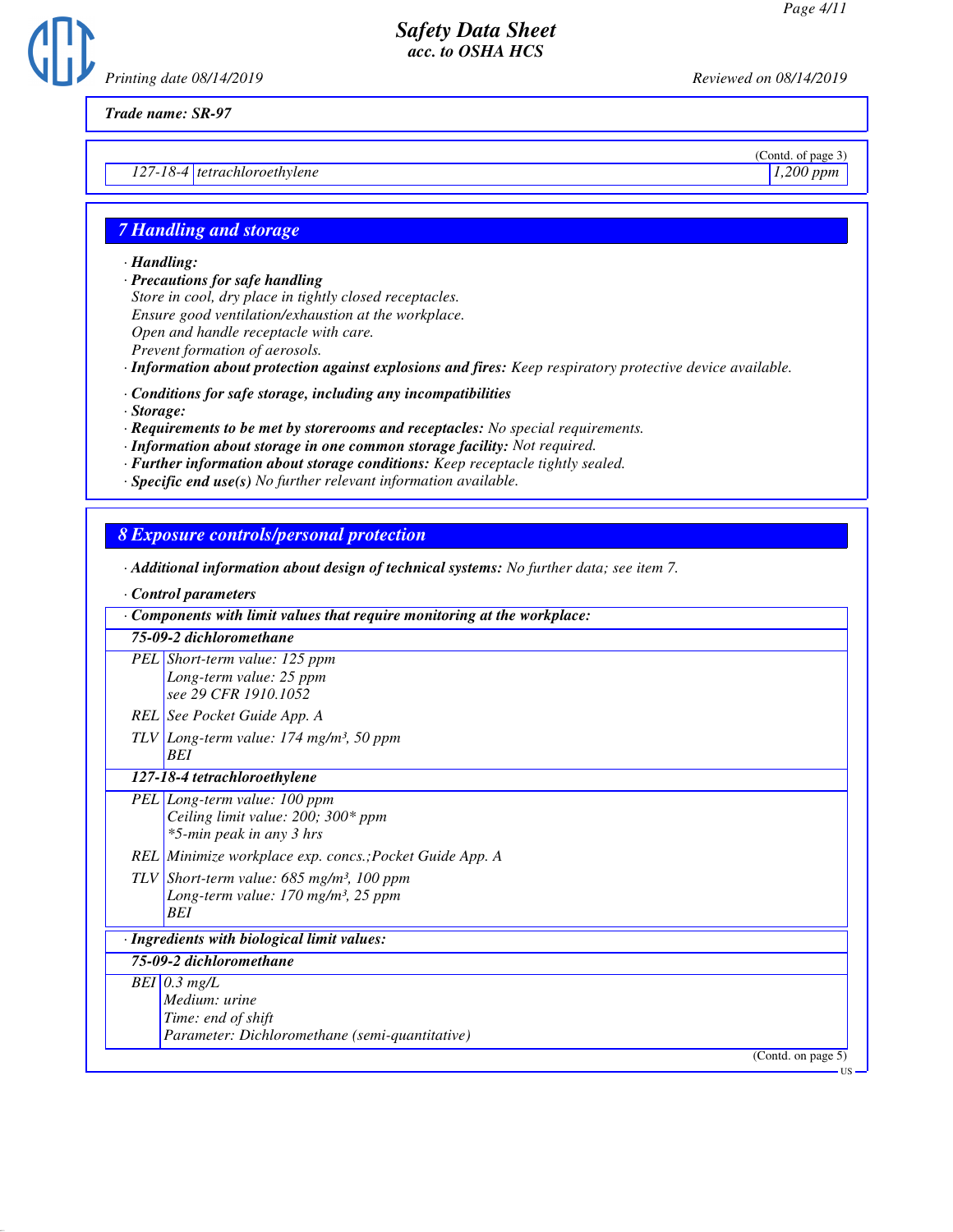Trade name: SR-97

(Contd. of page 3)

| 127-18-4 | tetrachloroethylene | 1,200 ppm |
|---|---|---|

## 7 Handling and storage

· **Handling:**
· **Precautions for safe handling**
Store in cool, dry place in tightly closed receptacles.
Ensure good ventilation/exhaustion at the workplace.
Open and handle receptacle with care.
Prevent formation of aerosols.
· **Information about protection against explosions and fires:** Keep respiratory protective device available.

· **Conditions for safe storage, including any incompatibilities**
· **Storage:**
· **Requirements to be met by storerooms and receptacles:** No special requirements.
· **Information about storage in one common storage facility:** Not required.
· **Further information about storage conditions:** Keep receptacle tightly sealed.
· **Specific end use(s)** No further relevant information available.

## 8 Exposure controls/personal protection

· **Additional information about design of technical systems:** No further data; see item 7.

· **Control parameters**

| · Components with limit values that require monitoring at the workplace: | |
|---|---|
| **75-09-2 dichloromethane** | |
| PEL | Short-term value: 125 ppm<br>Long-term value: 25 ppm<br>see 29 CFR 1910.1052 |
| REL | See Pocket Guide App. A |
| TLV | Long-term value: 174 mg/m³, 50 ppm<br>BEI |
| **127-18-4 tetrachloroethylene** | |
| PEL | Long-term value: 100 ppm<br>Ceiling limit value: 200; 300* ppm<br>*5-min peak in any 3 hrs |
| REL | Minimize workplace exp. concs.;Pocket Guide App. A |
| TLV | Short-term value: 685 mg/m³, 100 ppm<br>Long-term value: 170 mg/m³, 25 ppm<br>BEI |

| · Ingredients with biological limit values: | |
|---|---|
| **75-09-2 dichloromethane** | |
| BEI | 0.3 mg/L<br>Medium: urine<br>Time: end of shift<br>Parameter: Dichloromethane (semi-quantitative) |

(Contd. on page 5)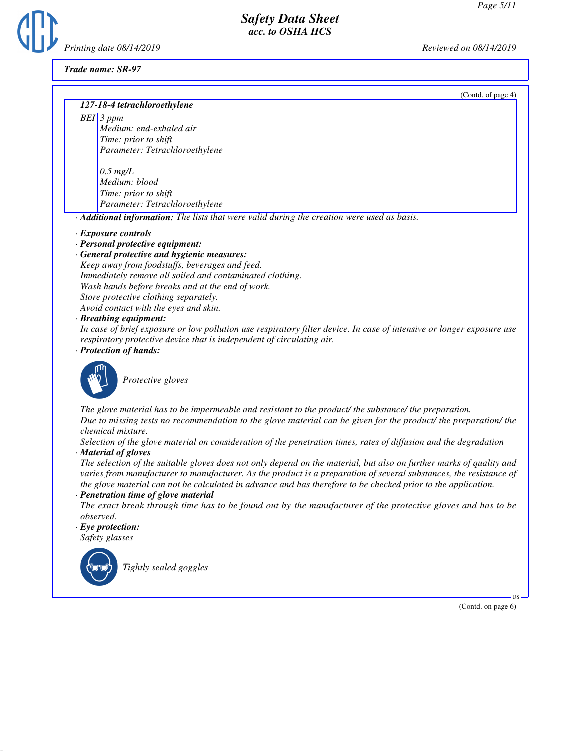Trade name: SR-97

(Contd. of page 4)

| 127-18-4 tetrachloroethylene | |
|---|---|
| BEI | 3 ppm<br>Medium: end-exhaled air<br>Time: prior to shift<br>Parameter: Tetrachloroethylene<br><br>0.5 mg/L<br>Medium: blood<br>Time: prior to shift<br>Parameter: Tetrachloroethylene |

· **Additional information:** The lists that were valid during the creation were used as basis.

· **Exposure controls**

· **Personal protective equipment:**

· **General protective and hygienic measures:**

Keep away from foodstuffs, beverages and feed.
Immediately remove all soiled and contaminated clothing.
Wash hands before breaks and at the end of work.
Store protective clothing separately.
Avoid contact with the eyes and skin.

· **Breathing equipment:**

In case of brief exposure or low pollution use respiratory filter device. In case of intensive or longer exposure use respiratory protective device that is independent of circulating air.

· **Protection of hands:**

Protective gloves

The glove material has to be impermeable and resistant to the product/ the substance/ the preparation.
Due to missing tests no recommendation to the glove material can be given for the product/ the preparation/ the chemical mixture.
Selection of the glove material on consideration of the penetration times, rates of diffusion and the degradation

· **Material of gloves**

The selection of the suitable gloves does not only depend on the material, but also on further marks of quality and varies from manufacturer to manufacturer. As the product is a preparation of several substances, the resistance of the glove material can not be calculated in advance and has therefore to be checked prior to the application.

· **Penetration time of glove material**

The exact break through time has to be found out by the manufacturer of the protective gloves and has to be observed.

· **Eye protection:**

Safety glasses

Tightly sealed goggles

(Contd. on page 6)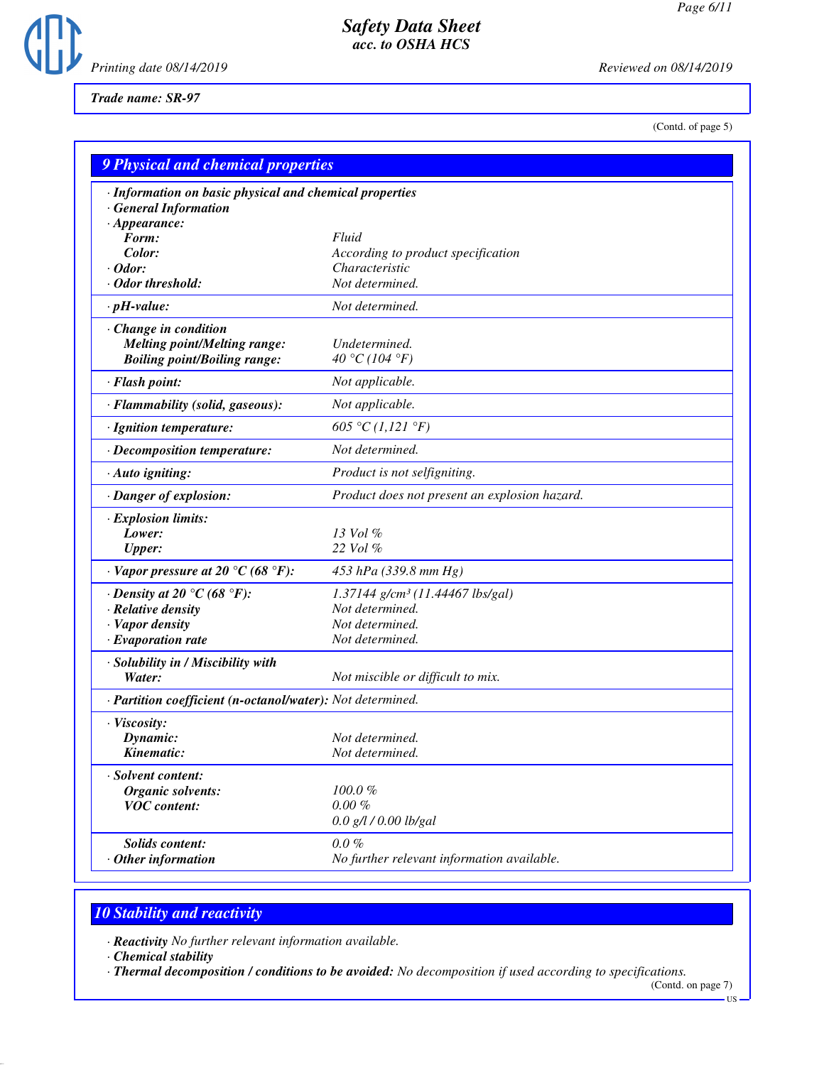*Safety Data Sheet*
*acc. to OSHA HCS*

*Printing date 08/14/2019* *Reviewed on 08/14/2019*

**Trade name: SR-97**

(Contd. of page 5)

## 9 Physical and chemical properties

| | |
|---|---|
| **· Information on basic physical and chemical properties** | |
| **· General Information** | |
| **· Appearance:** | |
| **Form:** | Fluid |
| **Color:** | According to product specification |
| **· Odor:** | Characteristic |
| **· Odor threshold:** | Not determined. |
| **· pH-value:** | Not determined. |
| **· Change in condition** | |
| **Melting point/Melting range:** | Undetermined. |
| **Boiling point/Boiling range:** | 40 °C (104 °F) |
| **· Flash point:** | Not applicable. |
| **· Flammability (solid, gaseous):** | Not applicable. |
| **· Ignition temperature:** | 605 °C (1,121 °F) |
| **· Decomposition temperature:** | Not determined. |
| **· Auto igniting:** | Product is not selfigniting. |
| **· Danger of explosion:** | Product does not present an explosion hazard. |
| **· Explosion limits:** | |
| **Lower:** | 13 Vol % |
| **Upper:** | 22 Vol % |
| **· Vapor pressure at 20 °C (68 °F):** | 453 hPa (339.8 mm Hg) |
| **· Density at 20 °C (68 °F):** | 1.37144 g/cm³ (11.44467 lbs/gal) |
| **· Relative density** | Not determined. |
| **· Vapor density** | Not determined. |
| **· Evaporation rate** | Not determined. |
| **· Solubility in / Miscibility with** | |
| **Water:** | Not miscible or difficult to mix. |
| **· Partition coefficient (n-octanol/water):** | Not determined. |
| **· Viscosity:** | |
| **Dynamic:** | Not determined. |
| **Kinematic:** | Not determined. |
| **· Solvent content:** | |
| **Organic solvents:** | 100.0 % |
| **VOC content:** | 0.00 % |
| | 0.0 g/l / 0.00 lb/gal |
| **Solids content:** | 0.0 % |
| **· Other information** | No further relevant information available. |

## 10 Stability and reactivity

· **Reactivity** No further relevant information available.

· **Chemical stability**

· **Thermal decomposition / conditions to be avoided:** No decomposition if used according to specifications.

(Contd. on page 7)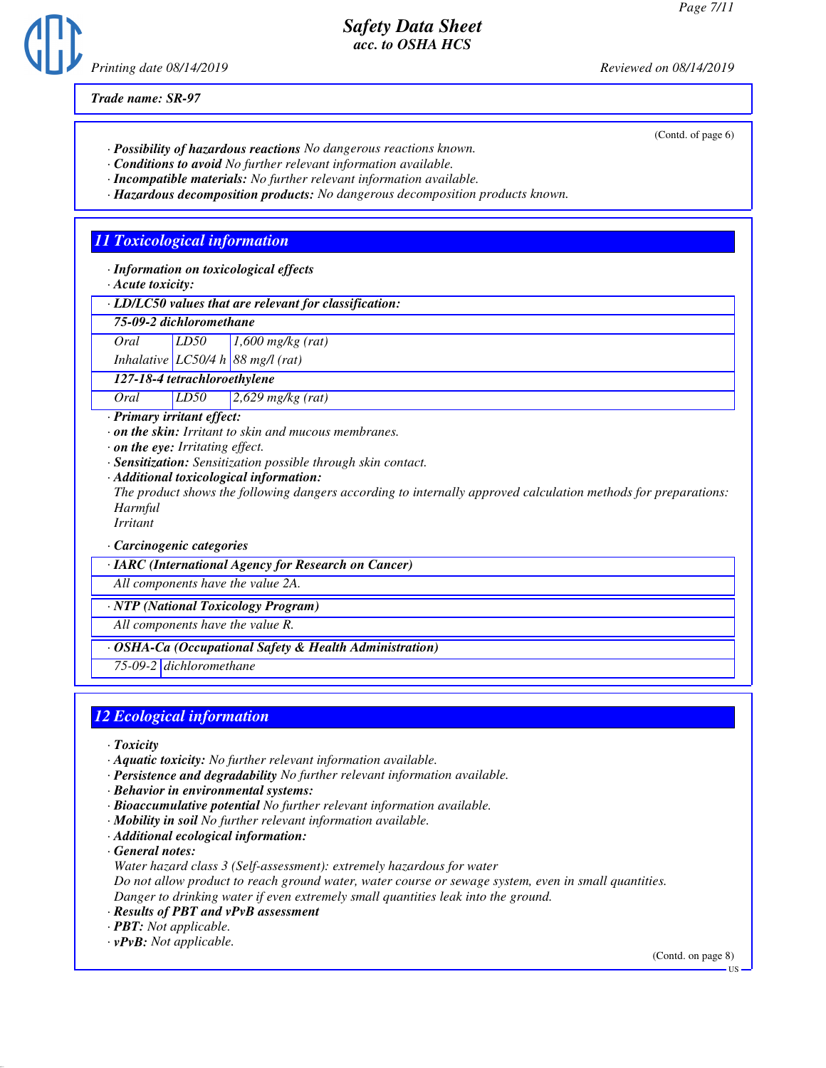**Trade name: SR-97**

(Contd. of page 6)

· **Possibility of hazardous reactions** No dangerous reactions known.
· **Conditions to avoid** No further relevant information available.
· **Incompatible materials:** No further relevant information available.
· **Hazardous decomposition products:** No dangerous decomposition products known.

## 11 Toxicological information

· **Information on toxicological effects**
· **Acute toxicity:**

| · LD/LC50 values that are relevant for classification: | | |
|---|---|---|
| **75-09-2 dichloromethane** | | |
| Oral | LD50 | 1,600 mg/kg (rat) |
| Inhalative | LC50/4 h | 88 mg/l (rat) |
| **127-18-4 tetrachloroethylene** | | |
| Oral | LD50 | 2,629 mg/kg (rat) |

· **Primary irritant effect:**
· **on the skin:** Irritant to skin and mucous membranes.
· **on the eye:** Irritating effect.
· **Sensitization:** Sensitization possible through skin contact.
· **Additional toxicological information:**
The product shows the following dangers according to internally approved calculation methods for preparations:
Harmful
Irritant

· **Carcinogenic categories**

| · IARC (International Agency for Research on Cancer) |
|---|
| All components have the value 2A. |

| · NTP (National Toxicology Program) |
|---|
| All components have the value R. |

| · OSHA-Ca (Occupational Safety & Health Administration) | |
|---|---|
| 75-09-2 | dichloromethane |

## 12 Ecological information

· **Toxicity**
· **Aquatic toxicity:** No further relevant information available.
· **Persistence and degradability** No further relevant information available.
· **Behavior in environmental systems:**
· **Bioaccumulative potential** No further relevant information available.
· **Mobility in soil** No further relevant information available.
· **Additional ecological information:**
· **General notes:**
Water hazard class 3 (Self-assessment): extremely hazardous for water
Do not allow product to reach ground water, water course or sewage system, even in small quantities.
Danger to drinking water if even extremely small quantities leak into the ground.
· **Results of PBT and vPvB assessment**
· **PBT:** Not applicable.
· **vPvB:** Not applicable.

(Contd. on page 8)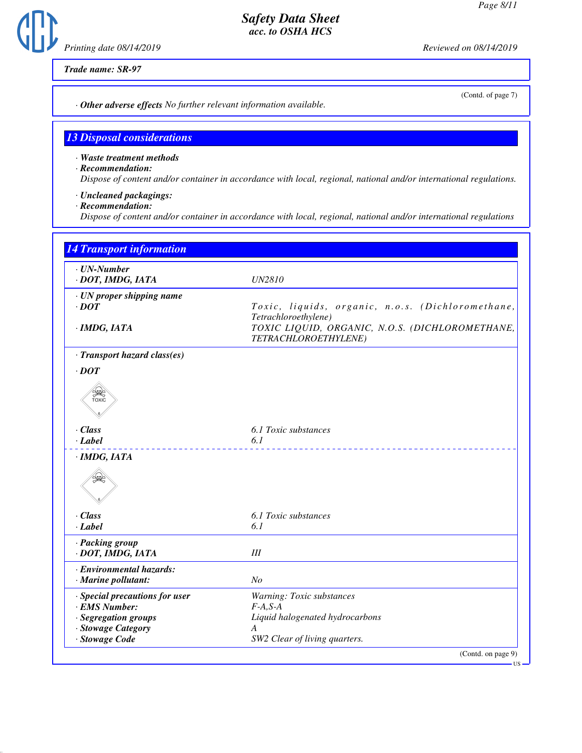Trade name: SR-97

(Contd. of page 7)

· **Other adverse effects** No further relevant information available.

## 13 Disposal considerations

· **Waste treatment methods**
· **Recommendation:**
Dispose of content and/or container in accordance with local, regional, national and/or international regulations.

· **Uncleaned packagings:**
· **Recommendation:**
Dispose of content and/or container in accordance with local, regional, national and/or international regulations

## 14 Transport information

| | |
|---|---|
| · **UN-Number** | |
| · **DOT, IMDG, IATA** | UN2810 |
| · **UN proper shipping name** | |
| · **DOT** | Toxic, liquids, organic, n.o.s. (Dichloromethane, Tetrachloroethylene) |
| · **IMDG, IATA** | TOXIC LIQUID, ORGANIC, N.O.S. (DICHLOROMETHANE, TETRACHLOROETHYLENE) |
| · **Transport hazard class(es)** | |
| · **DOT** | |
| · **Class** | 6.1 Toxic substances |
| · **Label** | 6.1 |
| · **IMDG, IATA** | |
| · **Class** | 6.1 Toxic substances |
| · **Label** | 6.1 |
| · **Packing group** | |
| · **DOT, IMDG, IATA** | III |
| · **Environmental hazards:** | |
| · **Marine pollutant:** | No |
| · **Special precautions for user** | Warning: Toxic substances |
| · **EMS Number:** | F-A,S-A |
| · **Segregation groups** | Liquid halogenated hydrocarbons |
| · **Stowage Category** | A |
| · **Stowage Code** | SW2 Clear of living quarters. |

(Contd. on page 9)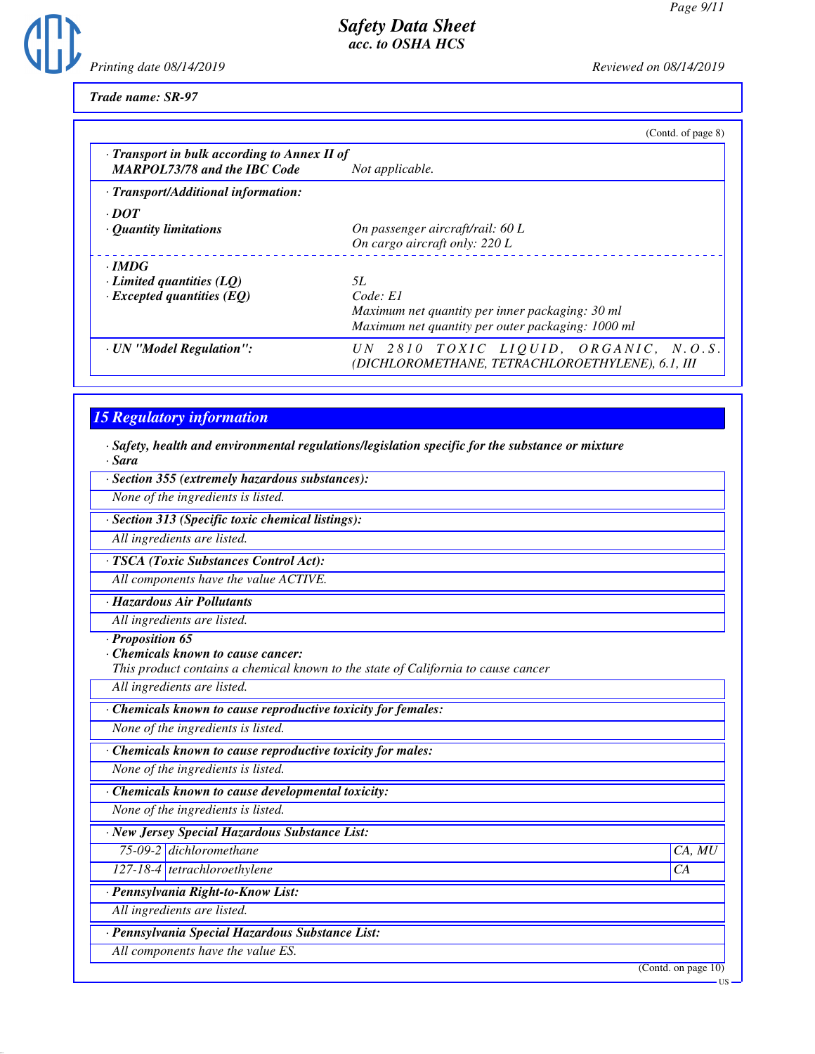**Safety Data Sheet**
*acc. to OSHA HCS*

Printing date 08/14/2019 | Reviewed on 08/14/2019

**Trade name: SR-97**

(Contd. of page 8)

| | |
|---|---|
| **· Transport in bulk according to Annex II of MARPOL73/78 and the IBC Code** | *Not applicable.* |
| **· Transport/Additional information:** | |
| **· DOT** | |
| **· Quantity limitations** | *On passenger aircraft/rail: 60 L*<br>*On cargo aircraft only: 220 L* |
| **· IMDG** | |
| **· Limited quantities (LQ)** | *5L* |
| **· Excepted quantities (EQ)** | *Code: E1*<br>*Maximum net quantity per inner packaging: 30 ml*<br>*Maximum net quantity per outer packaging: 1000 ml* |
| **· UN "Model Regulation":** | *UN 2810 TOXIC LIQUID, ORGANIC, N.O.S. (DICHLOROMETHANE, TETRACHLOROETHYLENE), 6.1, III* |

## 15 Regulatory information

**· Safety, health and environmental regulations/legislation specific for the substance or mixture**

**· Sara**

**· Section 355 (extremely hazardous substances):**

*None of the ingredients is listed.*

**· Section 313 (Specific toxic chemical listings):**

*All ingredients are listed.*

**· TSCA (Toxic Substances Control Act):**

*All components have the value ACTIVE.*

**· Hazardous Air Pollutants**

*All ingredients are listed.*

**· Proposition 65**

**· Chemicals known to cause cancer:**

*This product contains a chemical known to the state of California to cause cancer*

*All ingredients are listed.*

**· Chemicals known to cause reproductive toxicity for females:**

*None of the ingredients is listed.*

**· Chemicals known to cause reproductive toxicity for males:**

*None of the ingredients is listed.*

**· Chemicals known to cause developmental toxicity:**

*None of the ingredients is listed.*

**· New Jersey Special Hazardous Substance List:**

| | | |
|---|---|---|
| 75-09-2 | dichloromethane | CA, MU |
| 127-18-4 | tetrachloroethylene | CA |

**· Pennsylvania Right-to-Know List:**

*All ingredients are listed.*

**· Pennsylvania Special Hazardous Substance List:**

*All components have the value ES.*

(Contd. on page 10)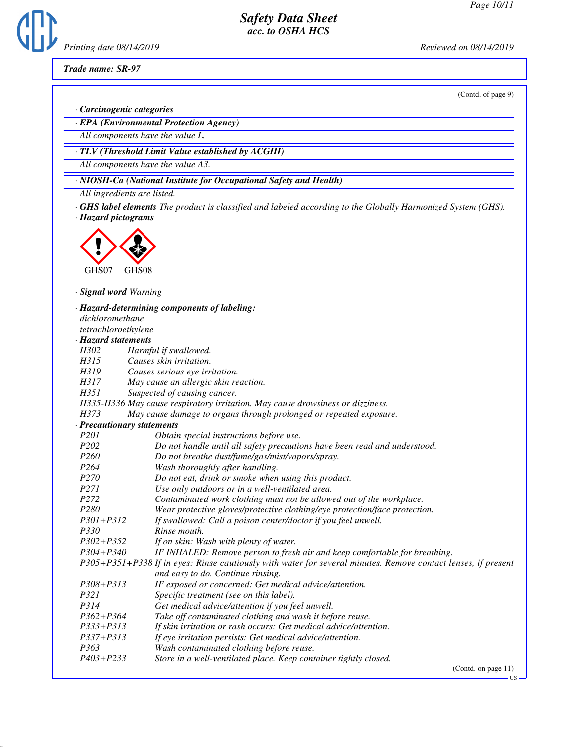## Safety Data Sheet
### acc. to OSHA HCS

Printing date 08/14/2019 Reviewed on 08/14/2019

**Trade name: SR-97**

(Contd. of page 9)

· **Carcinogenic categories**

· **EPA (Environmental Protection Agency)**

All components have the value L.

· **TLV (Threshold Limit Value established by ACGIH)**

All components have the value A3.

· **NIOSH-Ca (National Institute for Occupational Safety and Health)**

All ingredients are listed.

· **GHS label elements** The product is classified and labeled according to the Globally Harmonized System (GHS).

· **Hazard pictograms**

GHS07 GHS08

· **Signal word** Warning

· **Hazard-determining components of labeling:**

dichloromethane
tetrachloroethylene

· **Hazard statements**

| | |
|---|---|
| H302 | Harmful if swallowed. |
| H315 | Causes skin irritation. |
| H319 | Causes serious eye irritation. |
| H317 | May cause an allergic skin reaction. |
| H351 | Suspected of causing cancer. |
| H335-H336 | May cause respiratory irritation. May cause drowsiness or dizziness. |
| H373 | May cause damage to organs through prolonged or repeated exposure. |

· **Precautionary statements**

| | |
|---|---|
| P201 | Obtain special instructions before use. |
| P202 | Do not handle until all safety precautions have been read and understood. |
| P260 | Do not breathe dust/fume/gas/mist/vapors/spray. |
| P264 | Wash thoroughly after handling. |
| P270 | Do not eat, drink or smoke when using this product. |
| P271 | Use only outdoors or in a well-ventilated area. |
| P272 | Contaminated work clothing must not be allowed out of the workplace. |
| P280 | Wear protective gloves/protective clothing/eye protection/face protection. |
| P301+P312 | If swallowed: Call a poison center/doctor if you feel unwell. |
| P330 | Rinse mouth. |
| P302+P352 | If on skin: Wash with plenty of water. |
| P304+P340 | IF INHALED: Remove person to fresh air and keep comfortable for breathing. |
| P305+P351+P338 | If in eyes: Rinse cautiously with water for several minutes. Remove contact lenses, if present and easy to do. Continue rinsing. |
| P308+P313 | IF exposed or concerned: Get medical advice/attention. |
| P321 | Specific treatment (see on this label). |
| P314 | Get medical advice/attention if you feel unwell. |
| P362+P364 | Take off contaminated clothing and wash it before reuse. |
| P333+P313 | If skin irritation or rash occurs: Get medical advice/attention. |
| P337+P313 | If eye irritation persists: Get medical advice/attention. |
| P363 | Wash contaminated clothing before reuse. |
| P403+P233 | Store in a well-ventilated place. Keep container tightly closed. |

(Contd. on page 11)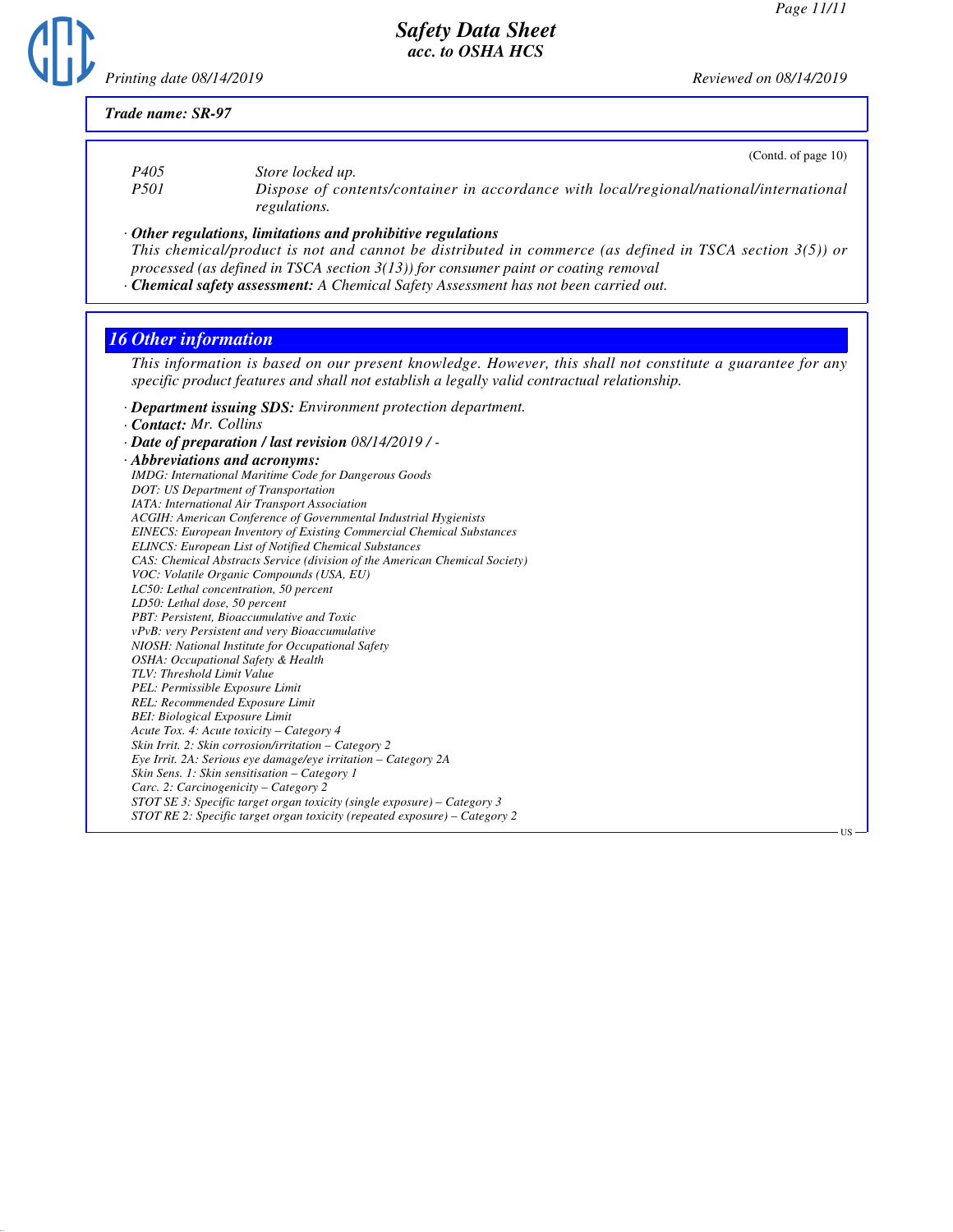*Trade name: SR-97*

(Contd. of page 10)

| | |
|---|---|
| P405 | Store locked up. |
| P501 | Dispose of contents/container in accordance with local/regional/national/international regulations. |

· **Other regulations, limitations and prohibitive regulations**
This chemical/product is not and cannot be distributed in commerce (as defined in TSCA section 3(5)) or processed (as defined in TSCA section 3(13)) for consumer paint or coating removal

· **Chemical safety assessment:** A Chemical Safety Assessment has not been carried out.

## 16 Other information

This information is based on our present knowledge. However, this shall not constitute a guarantee for any specific product features and shall not establish a legally valid contractual relationship.

· **Department issuing SDS:** Environment protection department.
· **Contact:** Mr. Collins
· **Date of preparation / last revision** 08/14/2019 / -
· **Abbreviations and acronyms:**
IMDG: International Maritime Code for Dangerous Goods
DOT: US Department of Transportation
IATA: International Air Transport Association
ACGIH: American Conference of Governmental Industrial Hygienists
EINECS: European Inventory of Existing Commercial Chemical Substances
ELINCS: European List of Notified Chemical Substances
CAS: Chemical Abstracts Service (division of the American Chemical Society)
VOC: Volatile Organic Compounds (USA, EU)
LC50: Lethal concentration, 50 percent
LD50: Lethal dose, 50 percent
PBT: Persistent, Bioaccumulative and Toxic
vPvB: very Persistent and very Bioaccumulative
NIOSH: National Institute for Occupational Safety
OSHA: Occupational Safety & Health
TLV: Threshold Limit Value
PEL: Permissible Exposure Limit
REL: Recommended Exposure Limit
BEI: Biological Exposure Limit
Acute Tox. 4: Acute toxicity – Category 4
Skin Irrit. 2: Skin corrosion/irritation – Category 2
Eye Irrit. 2A: Serious eye damage/eye irritation – Category 2A
Skin Sens. 1: Skin sensitisation – Category 1
Carc. 2: Carcinogenicity – Category 2
STOT SE 3: Specific target organ toxicity (single exposure) – Category 3
STOT RE 2: Specific target organ toxicity (repeated exposure) – Category 2